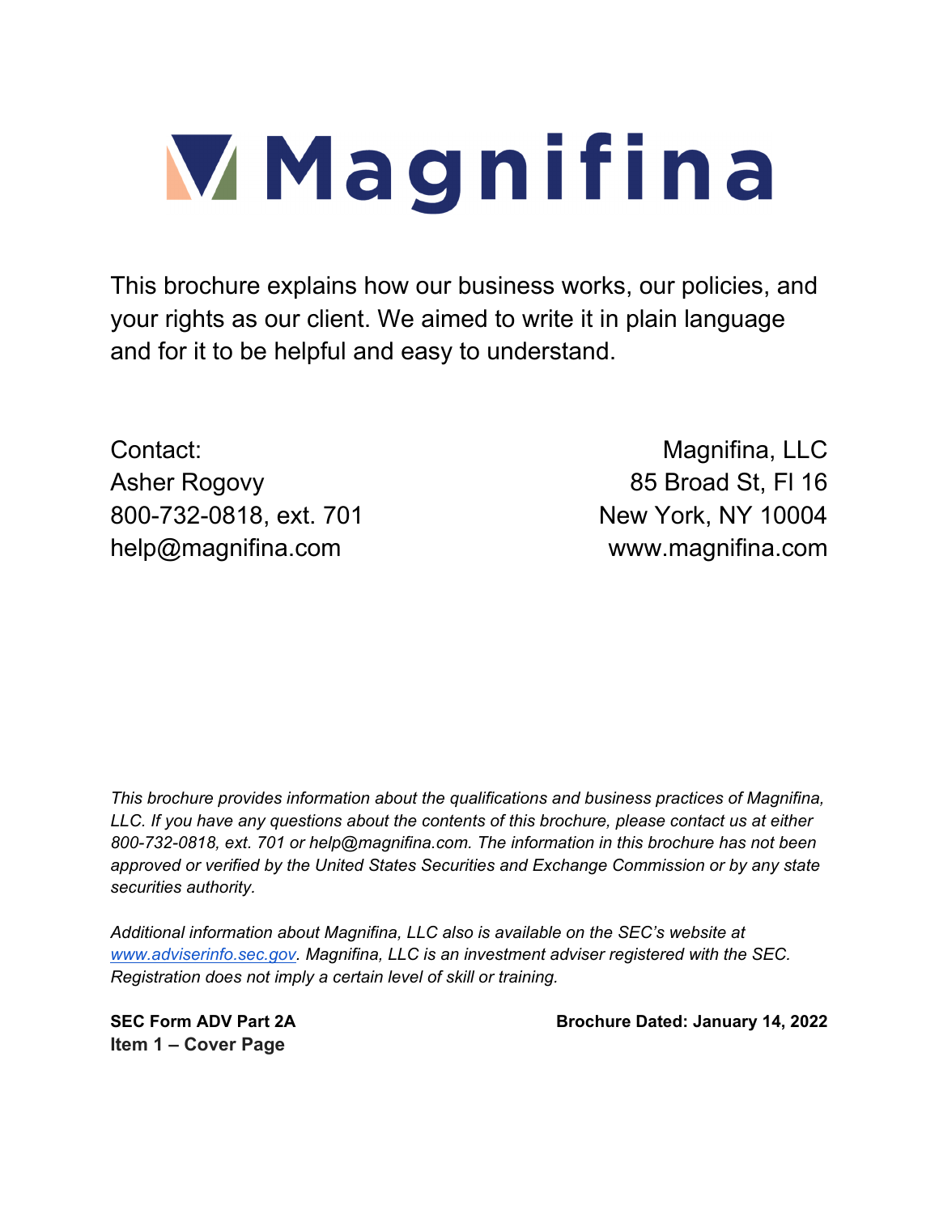# Magnifina

This brochure explains how our business works, our policies, and your rights as our client. We aimed to write it in plain language and for it to be helpful and easy to understand.

Contact:
Asher Rogovy
800-732-0818, ext. 701
help@magnifina.com

Magnifina, LLC
85 Broad St, Fl 16
New York, NY 10004
www.magnifina.com

*This brochure provides information about the qualifications and business practices of Magnifina, LLC. If you have any questions about the contents of this brochure, please contact us at either 800-732-0818, ext. 701 or help@magnifina.com. The information in this brochure has not been approved or verified by the United States Securities and Exchange Commission or by any state securities authority.*

*Additional information about Magnifina, LLC also is available on the SEC's website at [www.adviserinfo.sec.gov](http://www.adviserinfo.sec.gov). Magnifina, LLC is an investment adviser registered with the SEC. Registration does not imply a certain level of skill or training.*

**SEC Form ADV Part 2A**
**Item 1 – Cover Page**

**Brochure Dated: January 14, 2022**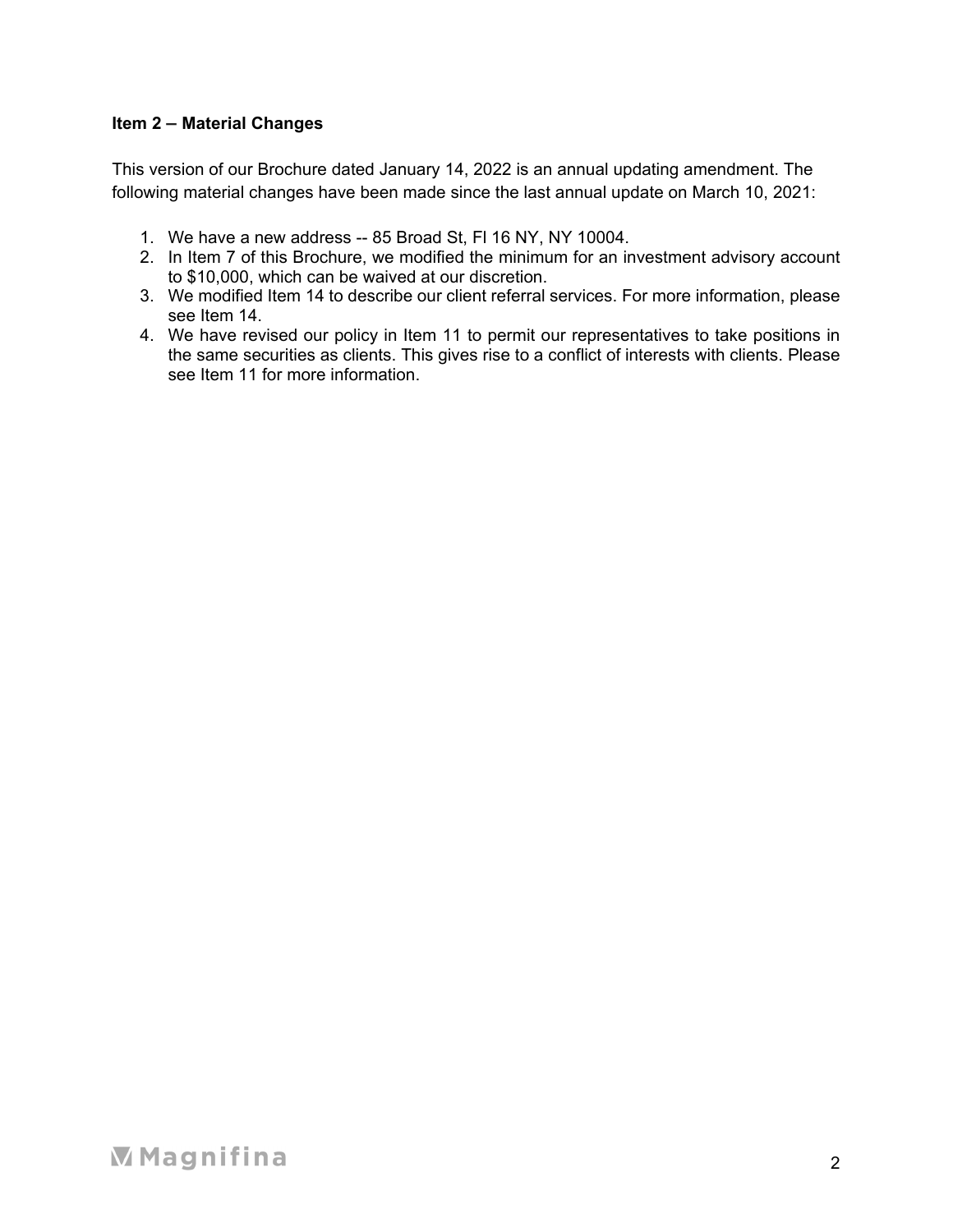### Item 2 – Material Changes

This version of our Brochure dated January 14, 2022 is an annual updating amendment. The following material changes have been made since the last annual update on March 10, 2021:

1. We have a new address -- 85 Broad St, Fl 16 NY, NY 10004.
2. In Item 7 of this Brochure, we modified the minimum for an investment advisory account to $10,000, which can be waived at our discretion.
3. We modified Item 14 to describe our client referral services. For more information, please see Item 14.
4. We have revised our policy in Item 11 to permit our representatives to take positions in the same securities as clients. This gives rise to a conflict of interests with clients. Please see Item 11 for more information.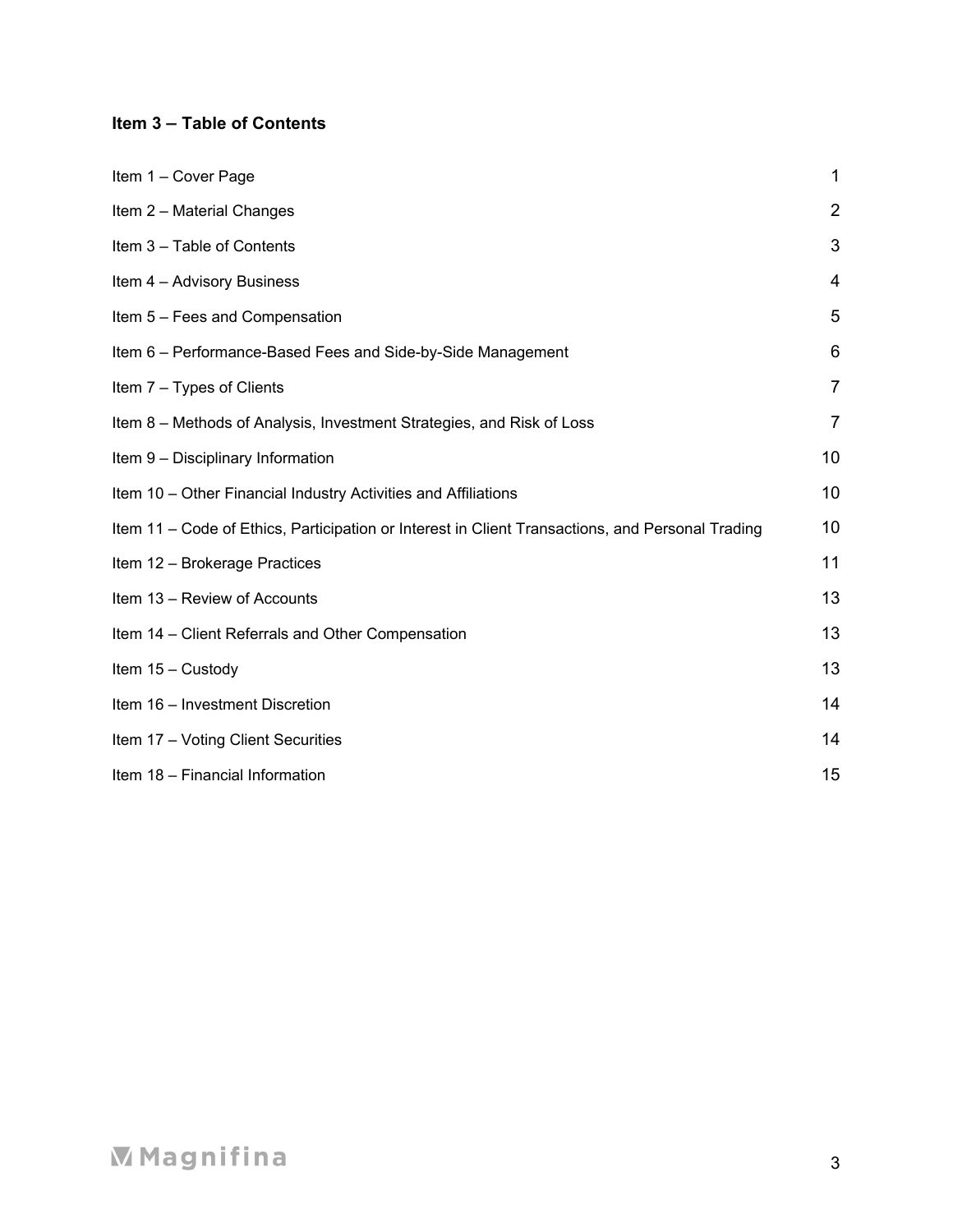## Item 3 – Table of Contents

| | |
|---|---|
| Item 1 – Cover Page | 1 |
| Item 2 – Material Changes | 2 |
| Item 3 – Table of Contents | 3 |
| Item 4 – Advisory Business | 4 |
| Item 5 – Fees and Compensation | 5 |
| Item 6 – Performance-Based Fees and Side-by-Side Management | 6 |
| Item 7 – Types of Clients | 7 |
| Item 8 – Methods of Analysis, Investment Strategies, and Risk of Loss | 7 |
| Item 9 – Disciplinary Information | 10 |
| Item 10 – Other Financial Industry Activities and Affiliations | 10 |
| Item 11 – Code of Ethics, Participation or Interest in Client Transactions, and Personal Trading | 10 |
| Item 12 – Brokerage Practices | 11 |
| Item 13 – Review of Accounts | 13 |
| Item 14 – Client Referrals and Other Compensation | 13 |
| Item 15 – Custody | 13 |
| Item 16 – Investment Discretion | 14 |
| Item 17 – Voting Client Securities | 14 |
| Item 18 – Financial Information | 15 |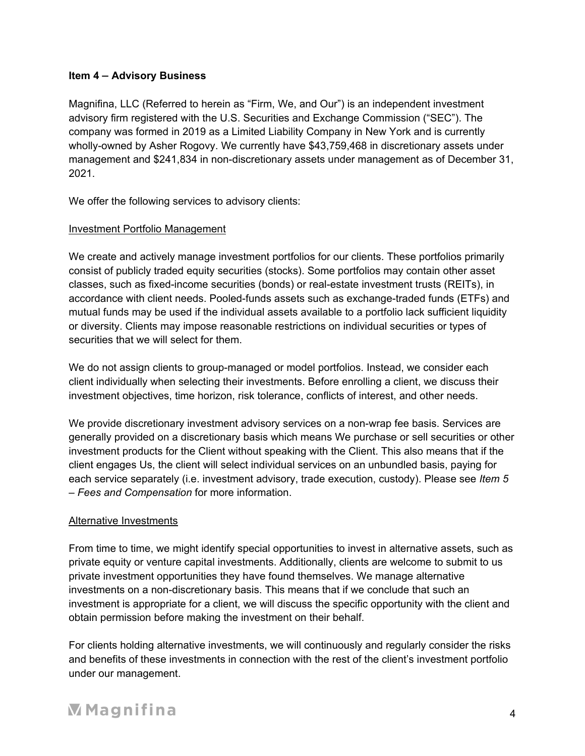**Item 4 – Advisory Business**

Magnifina, LLC (Referred to herein as "Firm, We, and Our") is an independent investment advisory firm registered with the U.S. Securities and Exchange Commission ("SEC"). The company was formed in 2019 as a Limited Liability Company in New York and is currently wholly-owned by Asher Rogovy. We currently have $43,759,468 in discretionary assets under management and $241,834 in non-discretionary assets under management as of December 31, 2021.

We offer the following services to advisory clients:

Investment Portfolio Management

We create and actively manage investment portfolios for our clients. These portfolios primarily consist of publicly traded equity securities (stocks). Some portfolios may contain other asset classes, such as fixed-income securities (bonds) or real-estate investment trusts (REITs), in accordance with client needs. Pooled-funds assets such as exchange-traded funds (ETFs) and mutual funds may be used if the individual assets available to a portfolio lack sufficient liquidity or diversity. Clients may impose reasonable restrictions on individual securities or types of securities that we will select for them.

We do not assign clients to group-managed or model portfolios. Instead, we consider each client individually when selecting their investments. Before enrolling a client, we discuss their investment objectives, time horizon, risk tolerance, conflicts of interest, and other needs.

We provide discretionary investment advisory services on a non-wrap fee basis. Services are generally provided on a discretionary basis which means We purchase or sell securities or other investment products for the Client without speaking with the Client. This also means that if the client engages Us, the client will select individual services on an unbundled basis, paying for each service separately (i.e. investment advisory, trade execution, custody). Please see *Item 5 – Fees and Compensation* for more information.

Alternative Investments

From time to time, we might identify special opportunities to invest in alternative assets, such as private equity or venture capital investments. Additionally, clients are welcome to submit to us private investment opportunities they have found themselves. We manage alternative investments on a non-discretionary basis. This means that if we conclude that such an investment is appropriate for a client, we will discuss the specific opportunity with the client and obtain permission before making the investment on their behalf.

For clients holding alternative investments, we will continuously and regularly consider the risks and benefits of these investments in connection with the rest of the client's investment portfolio under our management.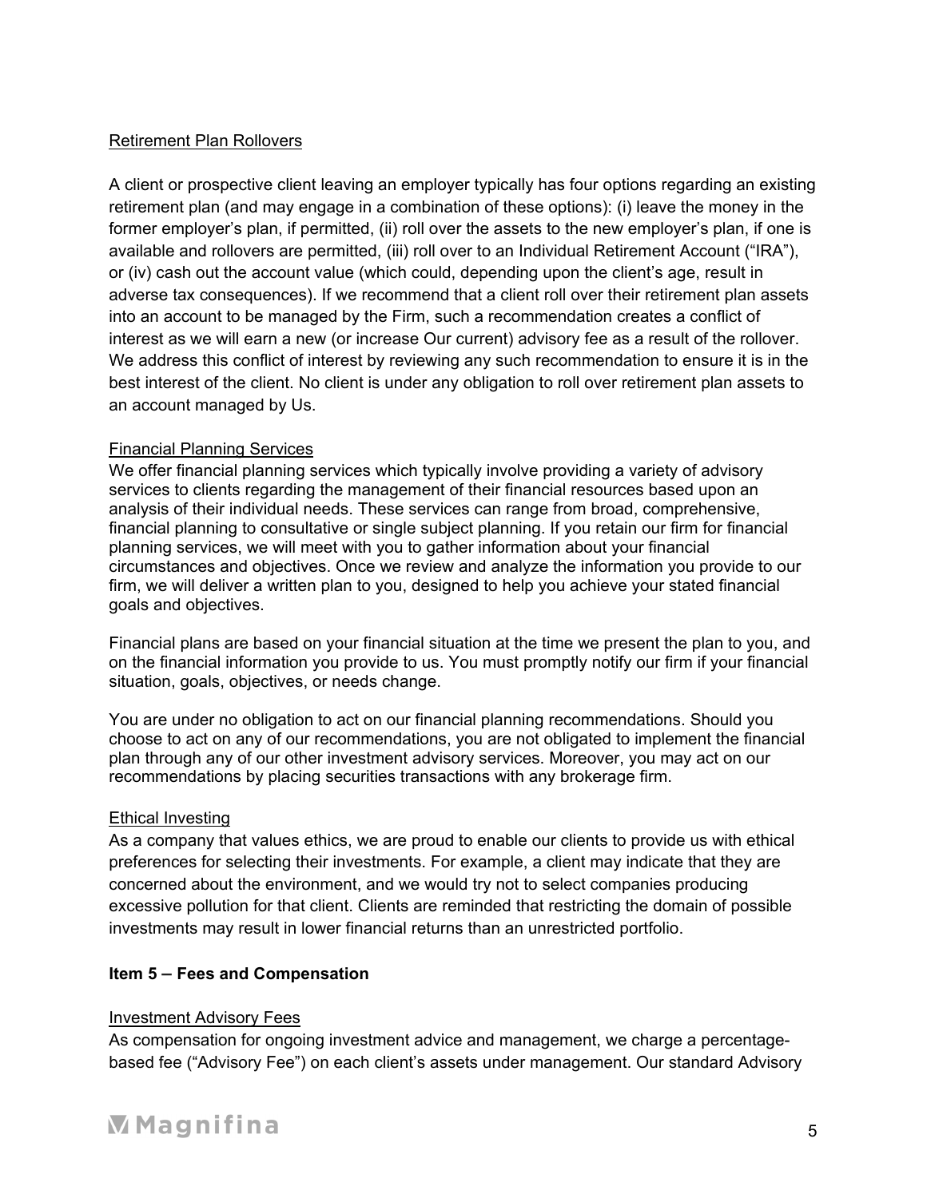Retirement Plan Rollovers

A client or prospective client leaving an employer typically has four options regarding an existing retirement plan (and may engage in a combination of these options): (i) leave the money in the former employer's plan, if permitted, (ii) roll over the assets to the new employer's plan, if one is available and rollovers are permitted, (iii) roll over to an Individual Retirement Account ("IRA"), or (iv) cash out the account value (which could, depending upon the client's age, result in adverse tax consequences). If we recommend that a client roll over their retirement plan assets into an account to be managed by the Firm, such a recommendation creates a conflict of interest as we will earn a new (or increase Our current) advisory fee as a result of the rollover. We address this conflict of interest by reviewing any such recommendation to ensure it is in the best interest of the client. No client is under any obligation to roll over retirement plan assets to an account managed by Us.

Financial Planning Services

We offer financial planning services which typically involve providing a variety of advisory services to clients regarding the management of their financial resources based upon an analysis of their individual needs. These services can range from broad, comprehensive, financial planning to consultative or single subject planning. If you retain our firm for financial planning services, we will meet with you to gather information about your financial circumstances and objectives. Once we review and analyze the information you provide to our firm, we will deliver a written plan to you, designed to help you achieve your stated financial goals and objectives.

Financial plans are based on your financial situation at the time we present the plan to you, and on the financial information you provide to us. You must promptly notify our firm if your financial situation, goals, objectives, or needs change.

You are under no obligation to act on our financial planning recommendations. Should you choose to act on any of our recommendations, you are not obligated to implement the financial plan through any of our other investment advisory services. Moreover, you may act on our recommendations by placing securities transactions with any brokerage firm.

Ethical Investing

As a company that values ethics, we are proud to enable our clients to provide us with ethical preferences for selecting their investments. For example, a client may indicate that they are concerned about the environment, and we would try not to select companies producing excessive pollution for that client. Clients are reminded that restricting the domain of possible investments may result in lower financial returns than an unrestricted portfolio.

## Item 5 – Fees and Compensation

Investment Advisory Fees

As compensation for ongoing investment advice and management, we charge a percentage-based fee ("Advisory Fee") on each client's assets under management. Our standard Advisory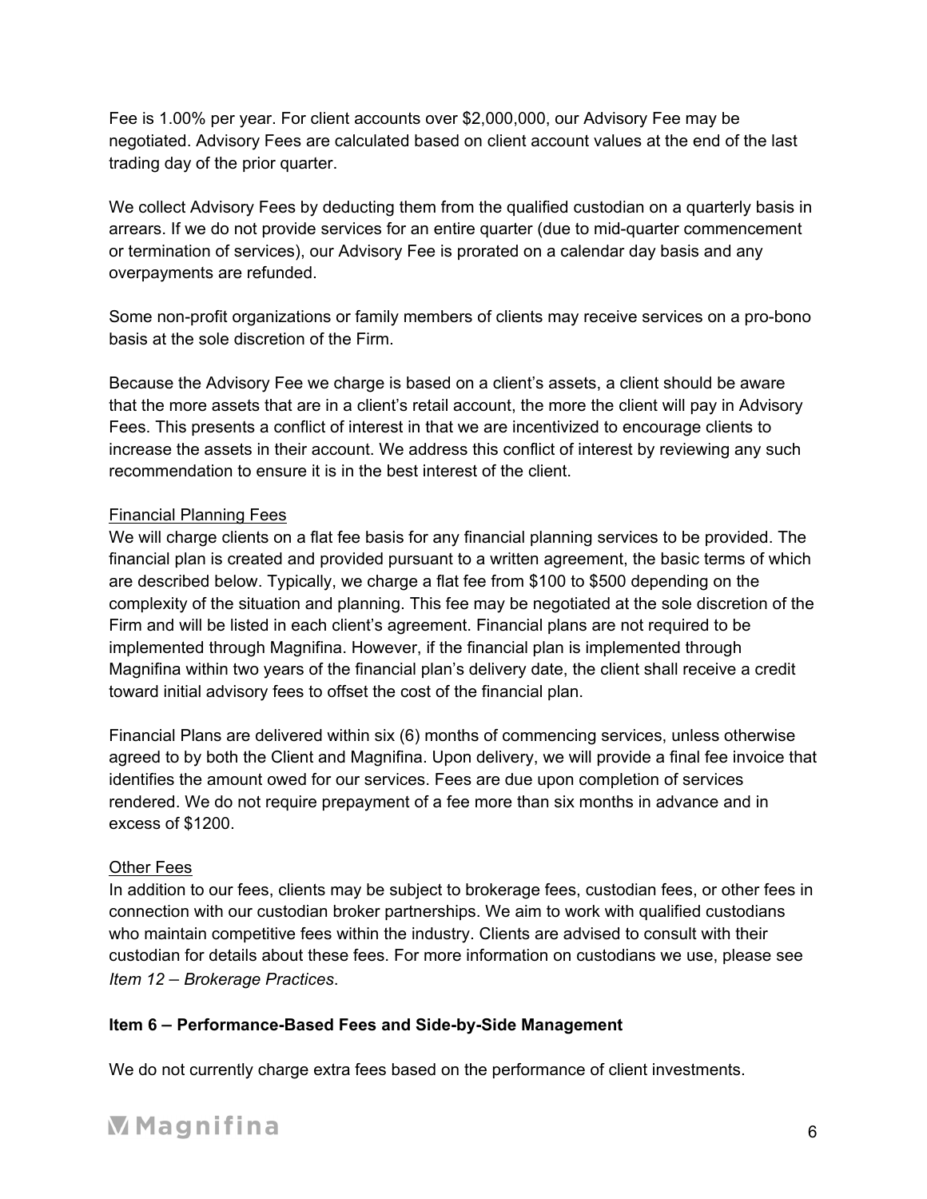Fee is 1.00% per year. For client accounts over $2,000,000, our Advisory Fee may be negotiated. Advisory Fees are calculated based on client account values at the end of the last trading day of the prior quarter.

We collect Advisory Fees by deducting them from the qualified custodian on a quarterly basis in arrears. If we do not provide services for an entire quarter (due to mid-quarter commencement or termination of services), our Advisory Fee is prorated on a calendar day basis and any overpayments are refunded.

Some non-profit organizations or family members of clients may receive services on a pro-bono basis at the sole discretion of the Firm.

Because the Advisory Fee we charge is based on a client's assets, a client should be aware that the more assets that are in a client's retail account, the more the client will pay in Advisory Fees. This presents a conflict of interest in that we are incentivized to encourage clients to increase the assets in their account. We address this conflict of interest by reviewing any such recommendation to ensure it is in the best interest of the client.

Financial Planning Fees

We will charge clients on a flat fee basis for any financial planning services to be provided. The financial plan is created and provided pursuant to a written agreement, the basic terms of which are described below. Typically, we charge a flat fee from $100 to $500 depending on the complexity of the situation and planning. This fee may be negotiated at the sole discretion of the Firm and will be listed in each client's agreement. Financial plans are not required to be implemented through Magnifina. However, if the financial plan is implemented through Magnifina within two years of the financial plan's delivery date, the client shall receive a credit toward initial advisory fees to offset the cost of the financial plan.

Financial Plans are delivered within six (6) months of commencing services, unless otherwise agreed to by both the Client and Magnifina. Upon delivery, we will provide a final fee invoice that identifies the amount owed for our services. Fees are due upon completion of services rendered. We do not require prepayment of a fee more than six months in advance and in excess of $1200.

Other Fees

In addition to our fees, clients may be subject to brokerage fees, custodian fees, or other fees in connection with our custodian broker partnerships. We aim to work with qualified custodians who maintain competitive fees within the industry. Clients are advised to consult with their custodian for details about these fees. For more information on custodians we use, please see *Item 12 – Brokerage Practices*.

## Item 6 – Performance-Based Fees and Side-by-Side Management

We do not currently charge extra fees based on the performance of client investments.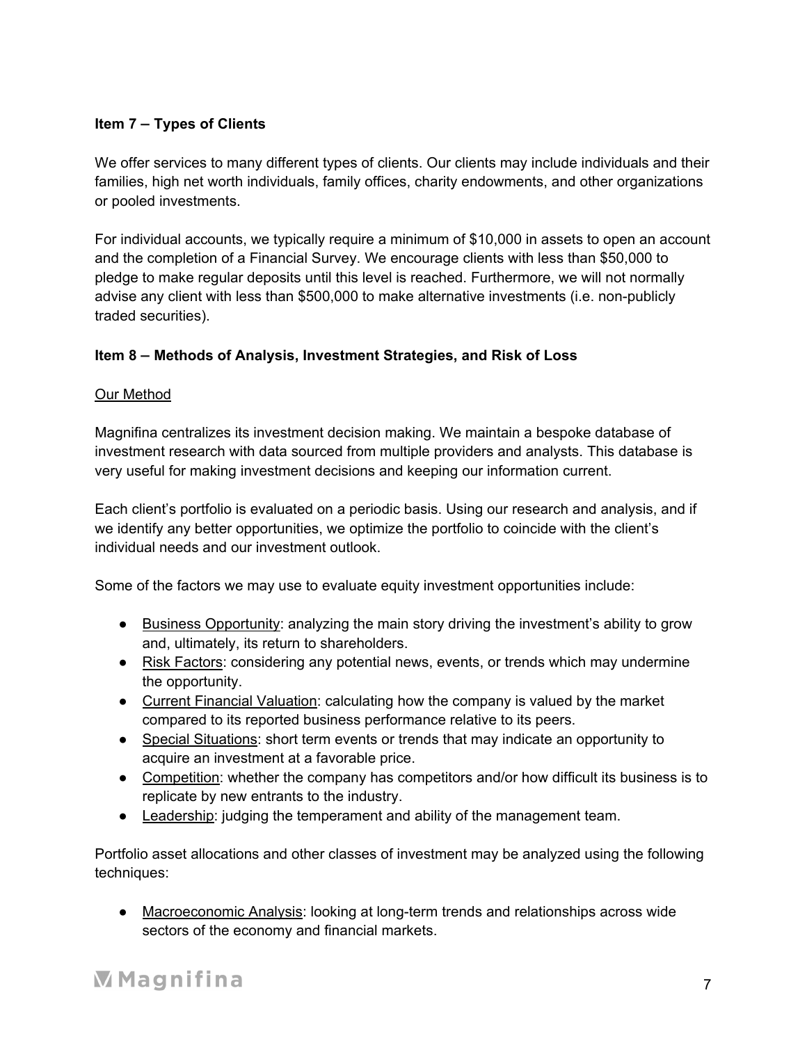**Item 7 – Types of Clients**

We offer services to many different types of clients. Our clients may include individuals and their families, high net worth individuals, family offices, charity endowments, and other organizations or pooled investments.

For individual accounts, we typically require a minimum of $10,000 in assets to open an account and the completion of a Financial Survey. We encourage clients with less than $50,000 to pledge to make regular deposits until this level is reached. Furthermore, we will not normally advise any client with less than $500,000 to make alternative investments (i.e. non-publicly traded securities).

**Item 8 – Methods of Analysis, Investment Strategies, and Risk of Loss**

Our Method

Magnifina centralizes its investment decision making. We maintain a bespoke database of investment research with data sourced from multiple providers and analysts. This database is very useful for making investment decisions and keeping our information current.

Each client's portfolio is evaluated on a periodic basis. Using our research and analysis, and if we identify any better opportunities, we optimize the portfolio to coincide with the client's individual needs and our investment outlook.

Some of the factors we may use to evaluate equity investment opportunities include:

- Business Opportunity: analyzing the main story driving the investment's ability to grow and, ultimately, its return to shareholders.
- Risk Factors: considering any potential news, events, or trends which may undermine the opportunity.
- Current Financial Valuation: calculating how the company is valued by the market compared to its reported business performance relative to its peers.
- Special Situations: short term events or trends that may indicate an opportunity to acquire an investment at a favorable price.
- Competition: whether the company has competitors and/or how difficult its business is to replicate by new entrants to the industry.
- Leadership: judging the temperament and ability of the management team.

Portfolio asset allocations and other classes of investment may be analyzed using the following techniques:

- Macroeconomic Analysis: looking at long-term trends and relationships across wide sectors of the economy and financial markets.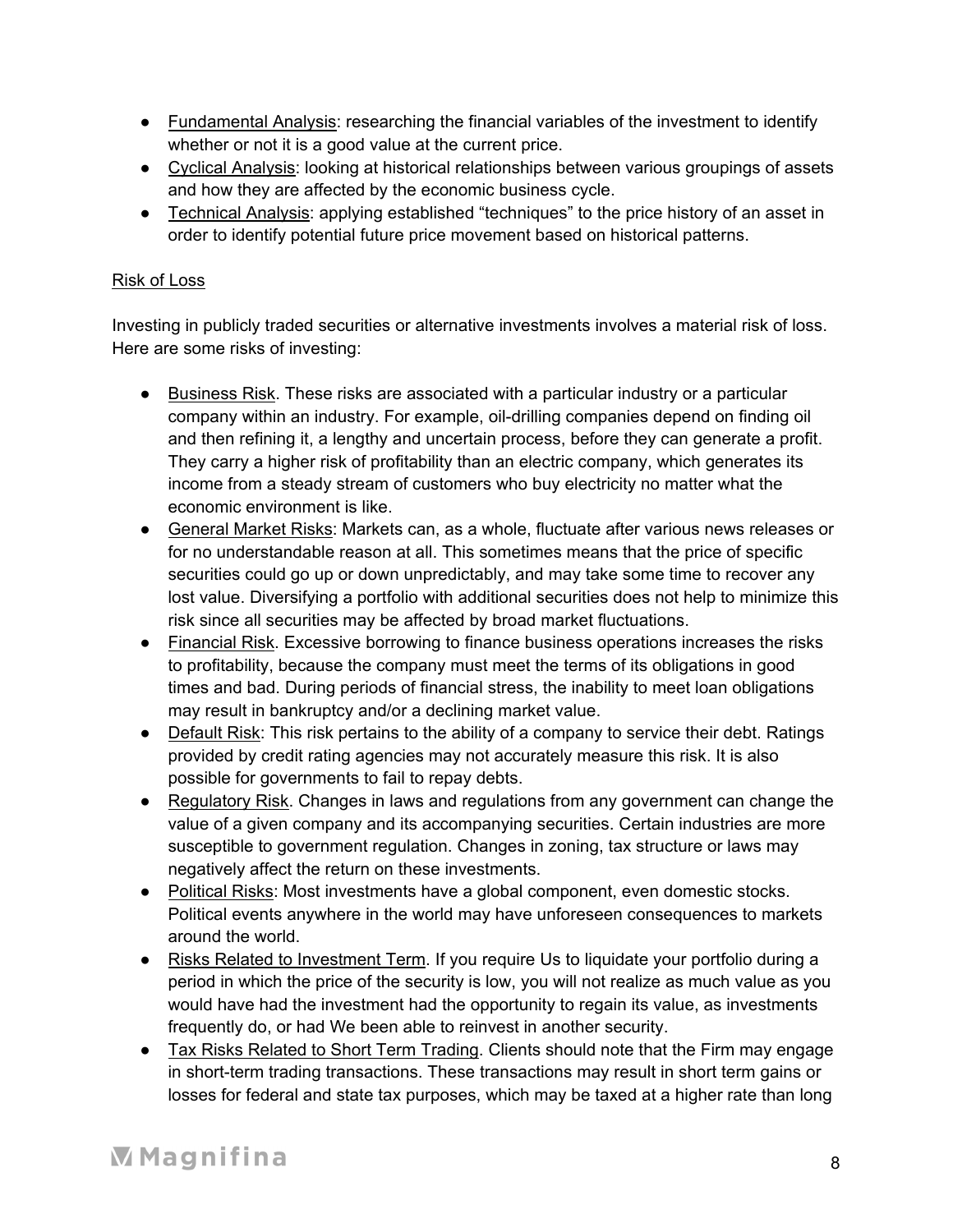- Fundamental Analysis: researching the financial variables of the investment to identify whether or not it is a good value at the current price.
- Cyclical Analysis: looking at historical relationships between various groupings of assets and how they are affected by the economic business cycle.
- Technical Analysis: applying established "techniques" to the price history of an asset in order to identify potential future price movement based on historical patterns.

Risk of Loss

Investing in publicly traded securities or alternative investments involves a material risk of loss. Here are some risks of investing:

- Business Risk. These risks are associated with a particular industry or a particular company within an industry. For example, oil-drilling companies depend on finding oil and then refining it, a lengthy and uncertain process, before they can generate a profit. They carry a higher risk of profitability than an electric company, which generates its income from a steady stream of customers who buy electricity no matter what the economic environment is like.
- General Market Risks: Markets can, as a whole, fluctuate after various news releases or for no understandable reason at all. This sometimes means that the price of specific securities could go up or down unpredictably, and may take some time to recover any lost value. Diversifying a portfolio with additional securities does not help to minimize this risk since all securities may be affected by broad market fluctuations.
- Financial Risk. Excessive borrowing to finance business operations increases the risks to profitability, because the company must meet the terms of its obligations in good times and bad. During periods of financial stress, the inability to meet loan obligations may result in bankruptcy and/or a declining market value.
- Default Risk: This risk pertains to the ability of a company to service their debt. Ratings provided by credit rating agencies may not accurately measure this risk. It is also possible for governments to fail to repay debts.
- Regulatory Risk. Changes in laws and regulations from any government can change the value of a given company and its accompanying securities. Certain industries are more susceptible to government regulation. Changes in zoning, tax structure or laws may negatively affect the return on these investments.
- Political Risks: Most investments have a global component, even domestic stocks. Political events anywhere in the world may have unforeseen consequences to markets around the world.
- Risks Related to Investment Term. If you require Us to liquidate your portfolio during a period in which the price of the security is low, you will not realize as much value as you would have had the investment had the opportunity to regain its value, as investments frequently do, or had We been able to reinvest in another security.
- Tax Risks Related to Short Term Trading. Clients should note that the Firm may engage in short-term trading transactions. These transactions may result in short term gains or losses for federal and state tax purposes, which may be taxed at a higher rate than long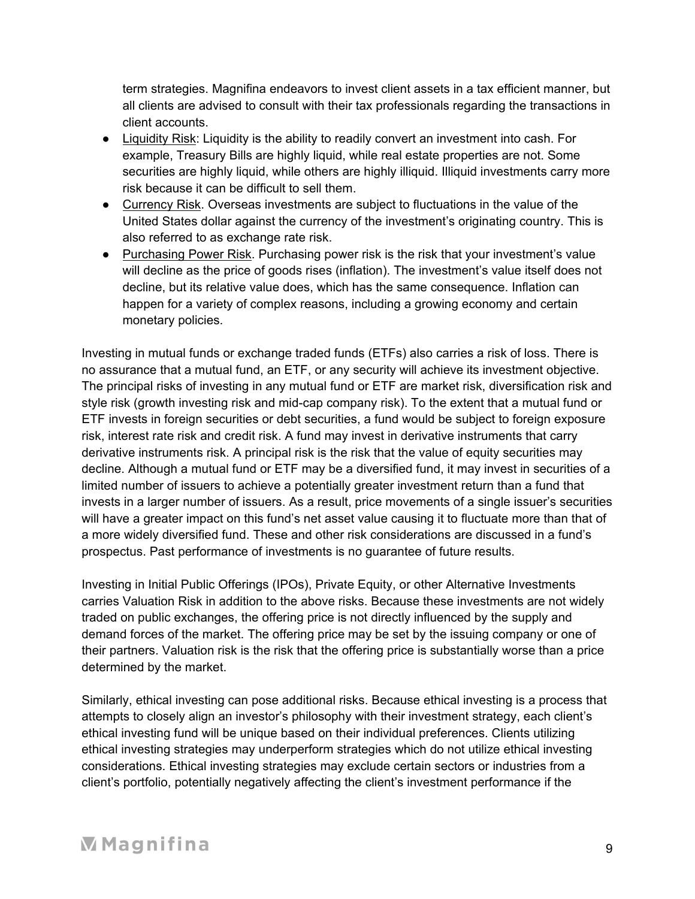term strategies. Magnifina endeavors to invest client assets in a tax efficient manner, but all clients are advised to consult with their tax professionals regarding the transactions in client accounts.

- Liquidity Risk: Liquidity is the ability to readily convert an investment into cash. For example, Treasury Bills are highly liquid, while real estate properties are not. Some securities are highly liquid, while others are highly illiquid. Illiquid investments carry more risk because it can be difficult to sell them.
- Currency Risk. Overseas investments are subject to fluctuations in the value of the United States dollar against the currency of the investment's originating country. This is also referred to as exchange rate risk.
- Purchasing Power Risk. Purchasing power risk is the risk that your investment's value will decline as the price of goods rises (inflation). The investment's value itself does not decline, but its relative value does, which has the same consequence. Inflation can happen for a variety of complex reasons, including a growing economy and certain monetary policies.

Investing in mutual funds or exchange traded funds (ETFs) also carries a risk of loss. There is no assurance that a mutual fund, an ETF, or any security will achieve its investment objective. The principal risks of investing in any mutual fund or ETF are market risk, diversification risk and style risk (growth investing risk and mid-cap company risk). To the extent that a mutual fund or ETF invests in foreign securities or debt securities, a fund would be subject to foreign exposure risk, interest rate risk and credit risk. A fund may invest in derivative instruments that carry derivative instruments risk. A principal risk is the risk that the value of equity securities may decline. Although a mutual fund or ETF may be a diversified fund, it may invest in securities of a limited number of issuers to achieve a potentially greater investment return than a fund that invests in a larger number of issuers. As a result, price movements of a single issuer's securities will have a greater impact on this fund's net asset value causing it to fluctuate more than that of a more widely diversified fund. These and other risk considerations are discussed in a fund's prospectus. Past performance of investments is no guarantee of future results.

Investing in Initial Public Offerings (IPOs), Private Equity, or other Alternative Investments carries Valuation Risk in addition to the above risks. Because these investments are not widely traded on public exchanges, the offering price is not directly influenced by the supply and demand forces of the market. The offering price may be set by the issuing company or one of their partners. Valuation risk is the risk that the offering price is substantially worse than a price determined by the market.

Similarly, ethical investing can pose additional risks. Because ethical investing is a process that attempts to closely align an investor's philosophy with their investment strategy, each client's ethical investing fund will be unique based on their individual preferences. Clients utilizing ethical investing strategies may underperform strategies which do not utilize ethical investing considerations. Ethical investing strategies may exclude certain sectors or industries from a client's portfolio, potentially negatively affecting the client's investment performance if the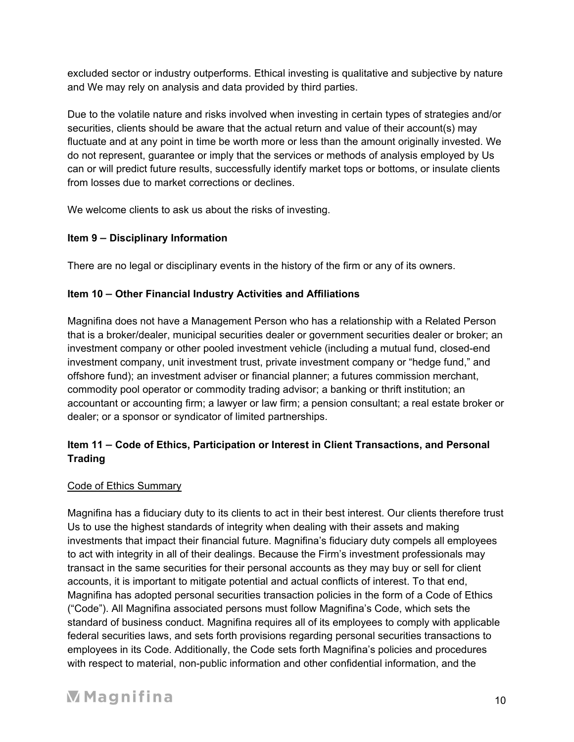excluded sector or industry outperforms. Ethical investing is qualitative and subjective by nature and We may rely on analysis and data provided by third parties.

Due to the volatile nature and risks involved when investing in certain types of strategies and/or securities, clients should be aware that the actual return and value of their account(s) may fluctuate and at any point in time be worth more or less than the amount originally invested. We do not represent, guarantee or imply that the services or methods of analysis employed by Us can or will predict future results, successfully identify market tops or bottoms, or insulate clients from losses due to market corrections or declines.

We welcome clients to ask us about the risks of investing.

## Item 9 – Disciplinary Information

There are no legal or disciplinary events in the history of the firm or any of its owners.

## Item 10 – Other Financial Industry Activities and Affiliations

Magnifina does not have a Management Person who has a relationship with a Related Person that is a broker/dealer, municipal securities dealer or government securities dealer or broker; an investment company or other pooled investment vehicle (including a mutual fund, closed-end investment company, unit investment trust, private investment company or "hedge fund," and offshore fund); an investment adviser or financial planner; a futures commission merchant, commodity pool operator or commodity trading advisor; a banking or thrift institution; an accountant or accounting firm; a lawyer or law firm; a pension consultant; a real estate broker or dealer; or a sponsor or syndicator of limited partnerships.

## Item 11 – Code of Ethics, Participation or Interest in Client Transactions, and Personal Trading

<u>Code of Ethics Summary</u>

Magnifina has a fiduciary duty to its clients to act in their best interest. Our clients therefore trust Us to use the highest standards of integrity when dealing with their assets and making investments that impact their financial future. Magnifina's fiduciary duty compels all employees to act with integrity in all of their dealings. Because the Firm's investment professionals may transact in the same securities for their personal accounts as they may buy or sell for client accounts, it is important to mitigate potential and actual conflicts of interest. To that end, Magnifina has adopted personal securities transaction policies in the form of a Code of Ethics ("Code"). All Magnifina associated persons must follow Magnifina's Code, which sets the standard of business conduct. Magnifina requires all of its employees to comply with applicable federal securities laws, and sets forth provisions regarding personal securities transactions to employees in its Code. Additionally, the Code sets forth Magnifina's policies and procedures with respect to material, non-public information and other confidential information, and the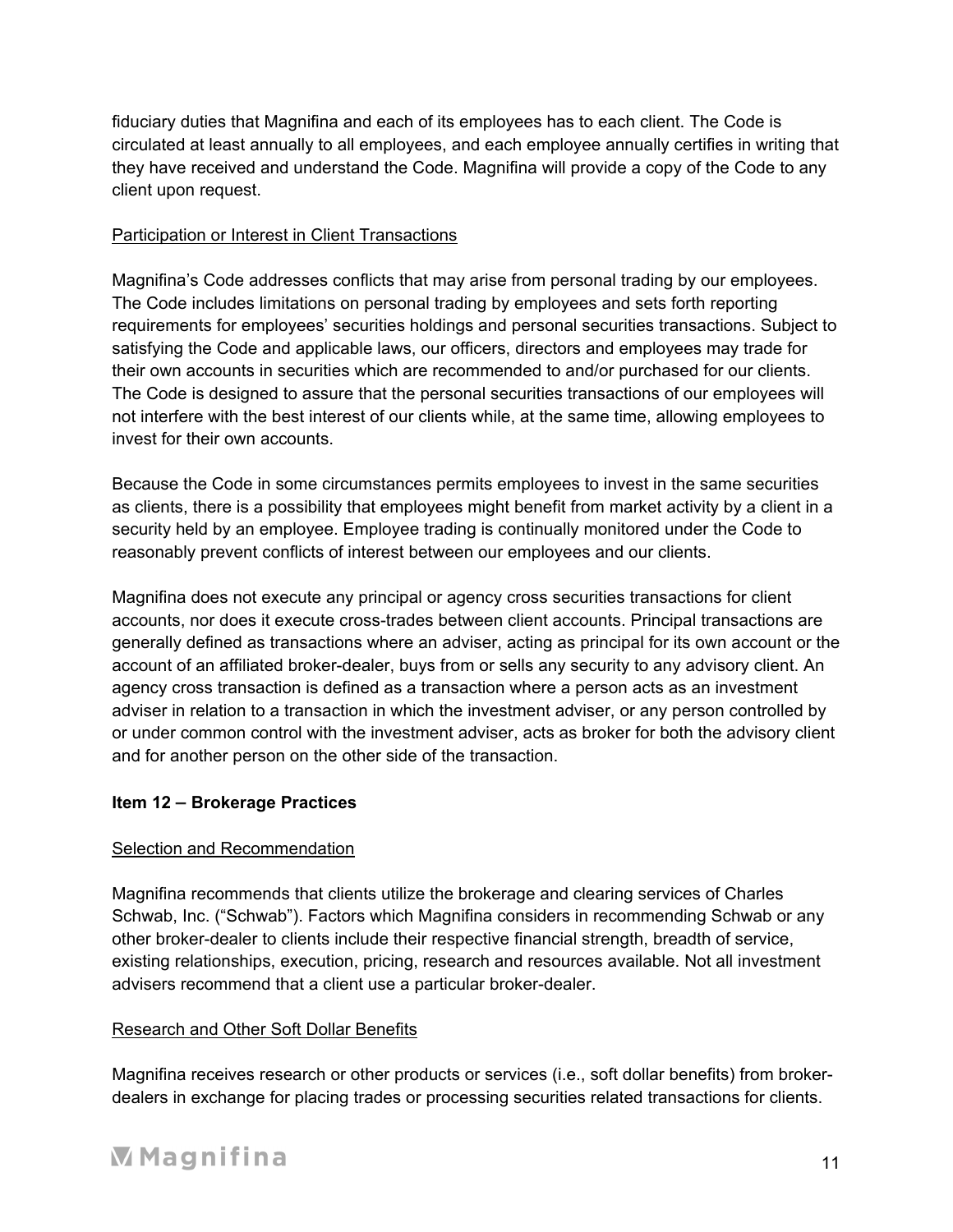fiduciary duties that Magnifina and each of its employees has to each client. The Code is circulated at least annually to all employees, and each employee annually certifies in writing that they have received and understand the Code. Magnifina will provide a copy of the Code to any client upon request.

Participation or Interest in Client Transactions

Magnifina's Code addresses conflicts that may arise from personal trading by our employees. The Code includes limitations on personal trading by employees and sets forth reporting requirements for employees' securities holdings and personal securities transactions. Subject to satisfying the Code and applicable laws, our officers, directors and employees may trade for their own accounts in securities which are recommended to and/or purchased for our clients. The Code is designed to assure that the personal securities transactions of our employees will not interfere with the best interest of our clients while, at the same time, allowing employees to invest for their own accounts.

Because the Code in some circumstances permits employees to invest in the same securities as clients, there is a possibility that employees might benefit from market activity by a client in a security held by an employee. Employee trading is continually monitored under the Code to reasonably prevent conflicts of interest between our employees and our clients.

Magnifina does not execute any principal or agency cross securities transactions for client accounts, nor does it execute cross-trades between client accounts. Principal transactions are generally defined as transactions where an adviser, acting as principal for its own account or the account of an affiliated broker-dealer, buys from or sells any security to any advisory client. An agency cross transaction is defined as a transaction where a person acts as an investment adviser in relation to a transaction in which the investment adviser, or any person controlled by or under common control with the investment adviser, acts as broker for both the advisory client and for another person on the other side of the transaction.

## Item 12 – Brokerage Practices

Selection and Recommendation

Magnifina recommends that clients utilize the brokerage and clearing services of Charles Schwab, Inc. ("Schwab"). Factors which Magnifina considers in recommending Schwab or any other broker-dealer to clients include their respective financial strength, breadth of service, existing relationships, execution, pricing, research and resources available. Not all investment advisers recommend that a client use a particular broker-dealer.

Research and Other Soft Dollar Benefits

Magnifina receives research or other products or services (i.e., soft dollar benefits) from broker-dealers in exchange for placing trades or processing securities related transactions for clients.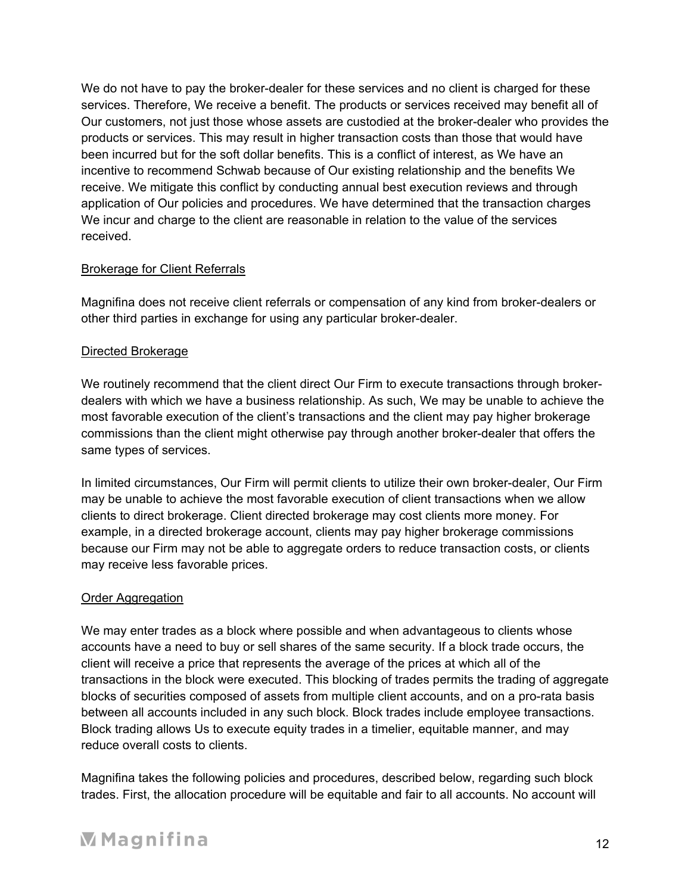We do not have to pay the broker-dealer for these services and no client is charged for these services. Therefore, We receive a benefit. The products or services received may benefit all of Our customers, not just those whose assets are custodied at the broker-dealer who provides the products or services. This may result in higher transaction costs than those that would have been incurred but for the soft dollar benefits. This is a conflict of interest, as We have an incentive to recommend Schwab because of Our existing relationship and the benefits We receive. We mitigate this conflict by conducting annual best execution reviews and through application of Our policies and procedures. We have determined that the transaction charges We incur and charge to the client are reasonable in relation to the value of the services received.

Brokerage for Client Referrals

Magnifina does not receive client referrals or compensation of any kind from broker-dealers or other third parties in exchange for using any particular broker-dealer.

Directed Brokerage

We routinely recommend that the client direct Our Firm to execute transactions through broker-dealers with which we have a business relationship. As such, We may be unable to achieve the most favorable execution of the client's transactions and the client may pay higher brokerage commissions than the client might otherwise pay through another broker-dealer that offers the same types of services.

In limited circumstances, Our Firm will permit clients to utilize their own broker-dealer, Our Firm may be unable to achieve the most favorable execution of client transactions when we allow clients to direct brokerage. Client directed brokerage may cost clients more money. For example, in a directed brokerage account, clients may pay higher brokerage commissions because our Firm may not be able to aggregate orders to reduce transaction costs, or clients may receive less favorable prices.

Order Aggregation

We may enter trades as a block where possible and when advantageous to clients whose accounts have a need to buy or sell shares of the same security. If a block trade occurs, the client will receive a price that represents the average of the prices at which all of the transactions in the block were executed. This blocking of trades permits the trading of aggregate blocks of securities composed of assets from multiple client accounts, and on a pro-rata basis between all accounts included in any such block. Block trades include employee transactions. Block trading allows Us to execute equity trades in a timelier, equitable manner, and may reduce overall costs to clients.

Magnifina takes the following policies and procedures, described below, regarding such block trades. First, the allocation procedure will be equitable and fair to all accounts. No account will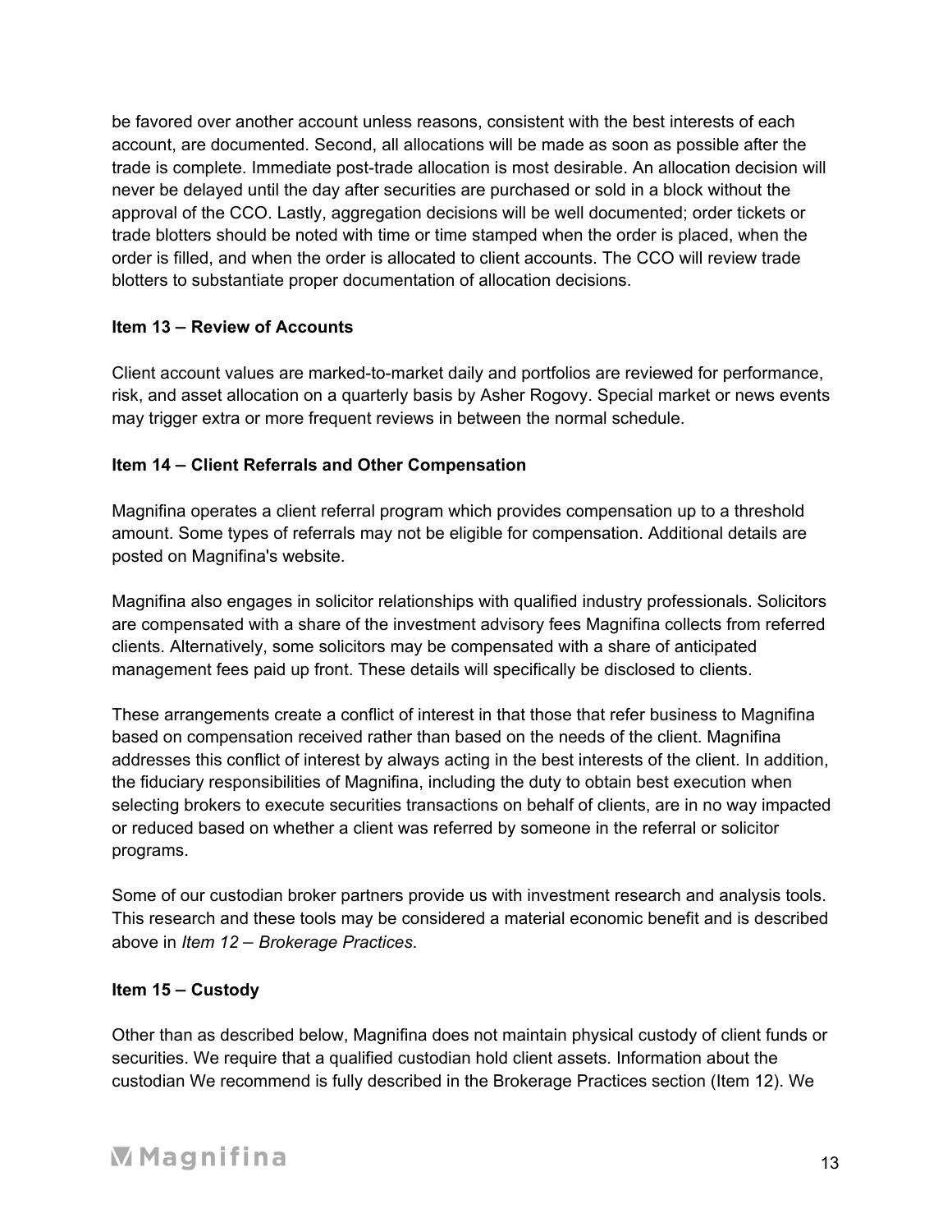be favored over another account unless reasons, consistent with the best interests of each account, are documented. Second, all allocations will be made as soon as possible after the trade is complete. Immediate post-trade allocation is most desirable. An allocation decision will never be delayed until the day after securities are purchased or sold in a block without the approval of the CCO. Lastly, aggregation decisions will be well documented; order tickets or trade blotters should be noted with time or time stamped when the order is placed, when the order is filled, and when the order is allocated to client accounts. The CCO will review trade blotters to substantiate proper documentation of allocation decisions.

**Item 13 – Review of Accounts**

Client account values are marked-to-market daily and portfolios are reviewed for performance, risk, and asset allocation on a quarterly basis by Asher Rogovy. Special market or news events may trigger extra or more frequent reviews in between the normal schedule.

**Item 14 – Client Referrals and Other Compensation**

Magnifina operates a client referral program which provides compensation up to a threshold amount. Some types of referrals may not be eligible for compensation. Additional details are posted on Magnifina's website.

Magnifina also engages in solicitor relationships with qualified industry professionals. Solicitors are compensated with a share of the investment advisory fees Magnifina collects from referred clients. Alternatively, some solicitors may be compensated with a share of anticipated management fees paid up front. These details will specifically be disclosed to clients.

These arrangements create a conflict of interest in that those that refer business to Magnifina based on compensation received rather than based on the needs of the client. Magnifina addresses this conflict of interest by always acting in the best interests of the client. In addition, the fiduciary responsibilities of Magnifina, including the duty to obtain best execution when selecting brokers to execute securities transactions on behalf of clients, are in no way impacted or reduced based on whether a client was referred by someone in the referral or solicitor programs.

Some of our custodian broker partners provide us with investment research and analysis tools. This research and these tools may be considered a material economic benefit and is described above in *Item 12 – Brokerage Practices*.

**Item 15 – Custody**

Other than as described below, Magnifina does not maintain physical custody of client funds or securities. We require that a qualified custodian hold client assets. Information about the custodian We recommend is fully described in the Brokerage Practices section (Item 12). We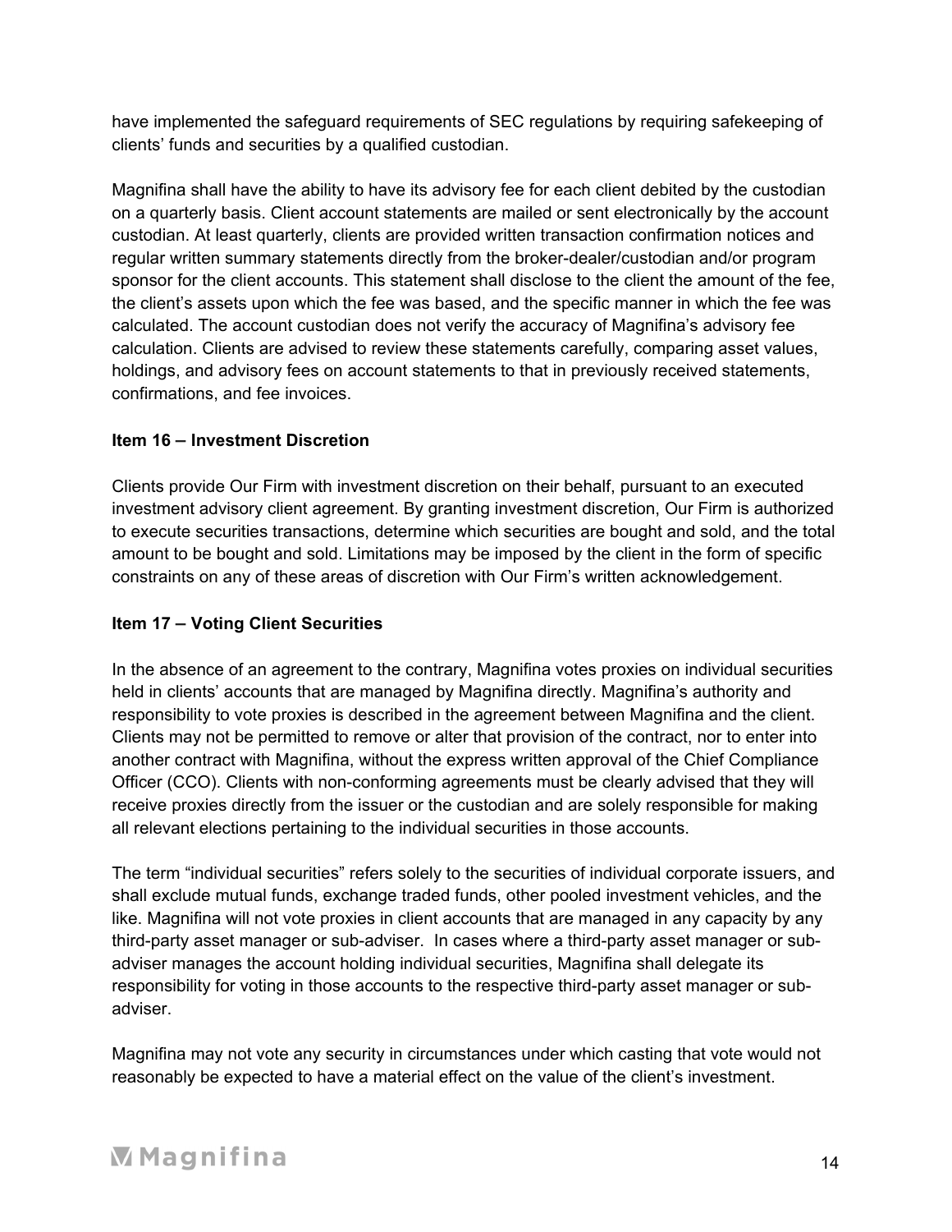have implemented the safeguard requirements of SEC regulations by requiring safekeeping of clients' funds and securities by a qualified custodian.

Magnifina shall have the ability to have its advisory fee for each client debited by the custodian on a quarterly basis. Client account statements are mailed or sent electronically by the account custodian. At least quarterly, clients are provided written transaction confirmation notices and regular written summary statements directly from the broker-dealer/custodian and/or program sponsor for the client accounts. This statement shall disclose to the client the amount of the fee, the client's assets upon which the fee was based, and the specific manner in which the fee was calculated. The account custodian does not verify the accuracy of Magnifina's advisory fee calculation. Clients are advised to review these statements carefully, comparing asset values, holdings, and advisory fees on account statements to that in previously received statements, confirmations, and fee invoices.

**Item 16 – Investment Discretion**

Clients provide Our Firm with investment discretion on their behalf, pursuant to an executed investment advisory client agreement. By granting investment discretion, Our Firm is authorized to execute securities transactions, determine which securities are bought and sold, and the total amount to be bought and sold. Limitations may be imposed by the client in the form of specific constraints on any of these areas of discretion with Our Firm's written acknowledgement.

**Item 17 – Voting Client Securities**

In the absence of an agreement to the contrary, Magnifina votes proxies on individual securities held in clients' accounts that are managed by Magnifina directly. Magnifina's authority and responsibility to vote proxies is described in the agreement between Magnifina and the client. Clients may not be permitted to remove or alter that provision of the contract, nor to enter into another contract with Magnifina, without the express written approval of the Chief Compliance Officer (CCO). Clients with non-conforming agreements must be clearly advised that they will receive proxies directly from the issuer or the custodian and are solely responsible for making all relevant elections pertaining to the individual securities in those accounts.

The term "individual securities" refers solely to the securities of individual corporate issuers, and shall exclude mutual funds, exchange traded funds, other pooled investment vehicles, and the like. Magnifina will not vote proxies in client accounts that are managed in any capacity by any third-party asset manager or sub-adviser. In cases where a third-party asset manager or sub-adviser manages the account holding individual securities, Magnifina shall delegate its responsibility for voting in those accounts to the respective third-party asset manager or sub-adviser.

Magnifina may not vote any security in circumstances under which casting that vote would not reasonably be expected to have a material effect on the value of the client's investment.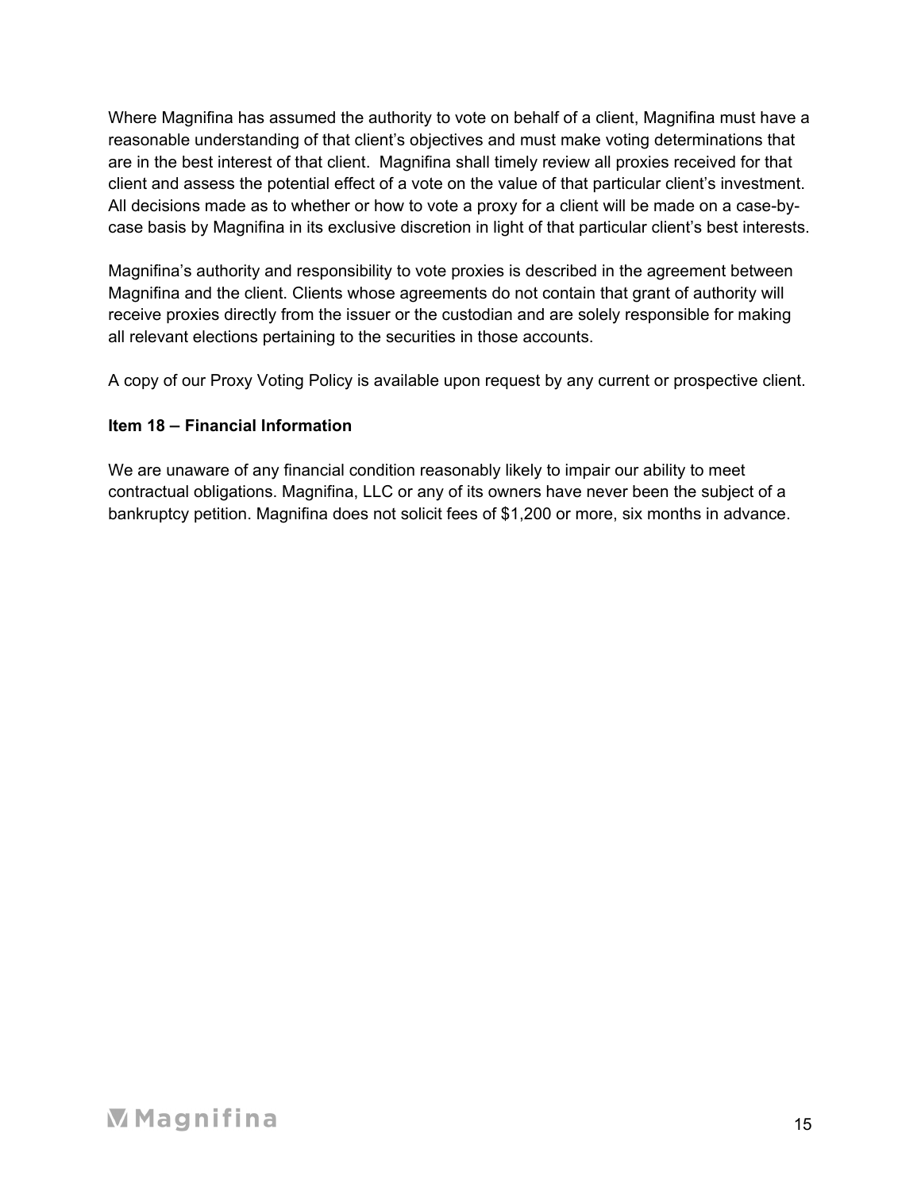Where Magnifina has assumed the authority to vote on behalf of a client, Magnifina must have a reasonable understanding of that client's objectives and must make voting determinations that are in the best interest of that client. Magnifina shall timely review all proxies received for that client and assess the potential effect of a vote on the value of that particular client's investment. All decisions made as to whether or how to vote a proxy for a client will be made on a case-by-case basis by Magnifina in its exclusive discretion in light of that particular client's best interests.

Magnifina's authority and responsibility to vote proxies is described in the agreement between Magnifina and the client. Clients whose agreements do not contain that grant of authority will receive proxies directly from the issuer or the custodian and are solely responsible for making all relevant elections pertaining to the securities in those accounts.

A copy of our Proxy Voting Policy is available upon request by any current or prospective client.

**Item 18 – Financial Information**

We are unaware of any financial condition reasonably likely to impair our ability to meet contractual obligations. Magnifina, LLC or any of its owners have never been the subject of a bankruptcy petition. Magnifina does not solicit fees of $1,200 or more, six months in advance.